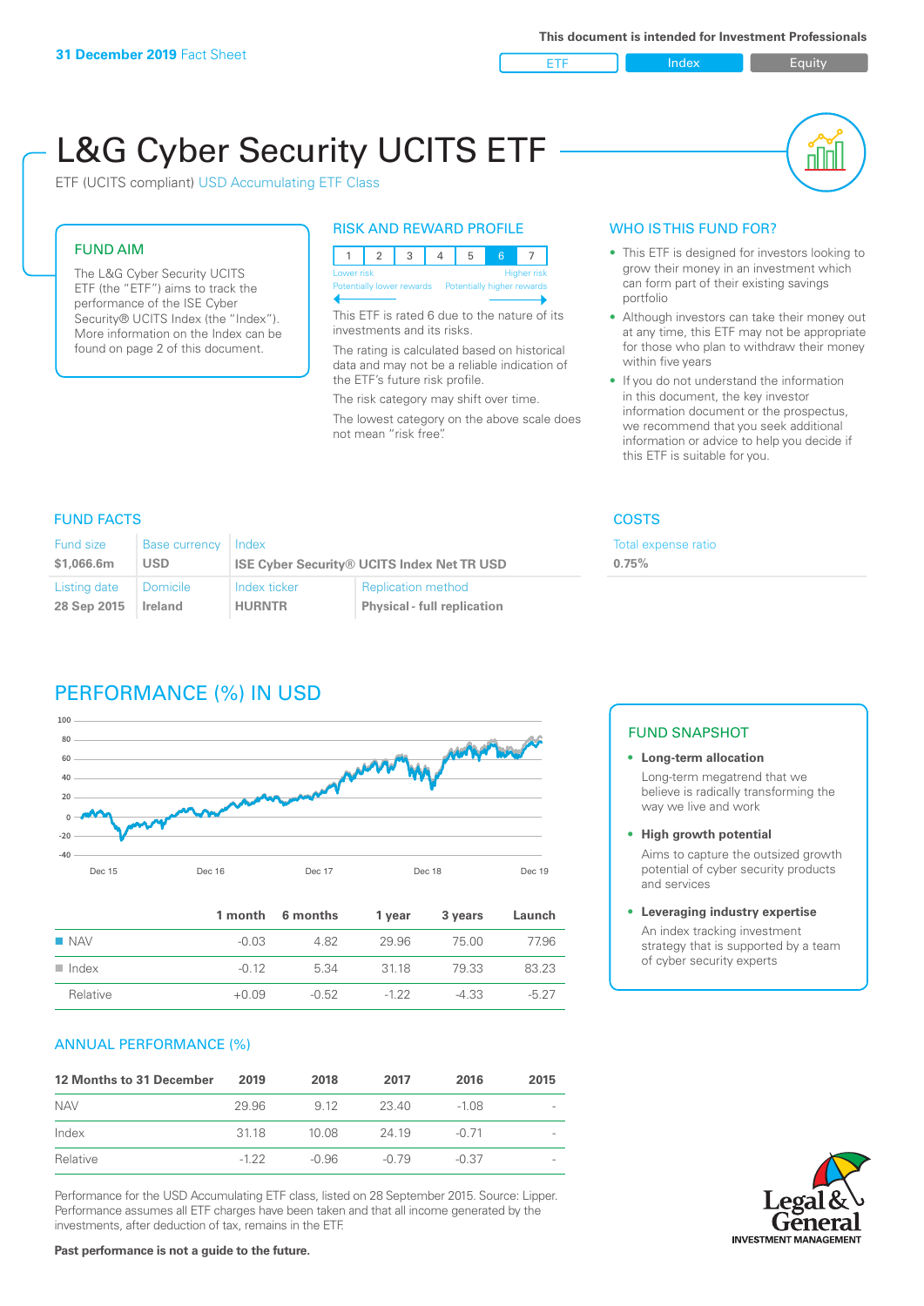**31 December 2019** Fact Sheet

This document is intended for Investment Professionals

ETF | Index | Equity

# L&G Cyber Security UCITS ETF

ETF (UCITS compliant) USD Accumulating ETF Class

## FUND AIM

The L&G Cyber Security UCITS ETF (the "ETF") aims to track the performance of the ISE Cyber Security® UCITS Index (the "Index"). More information on the Index can be found on page 2 of this document.

## RISK AND REWARD PROFILE

| 1 | 2 | 3 | 4 | 5 | 6 | 7 |
|---|---|---|---|---|---|---|

Lower risk — Higher risk
Potentially lower rewards — Potentially higher rewards

This ETF is rated 6 due to the nature of its investments and its risks.

The rating is calculated based on historical data and may not be a reliable indication of the ETF's future risk profile.

The risk category may shift over time.

The lowest category on the above scale does not mean "risk free".

## WHO IS THIS FUND FOR?

- This ETF is designed for investors looking to grow their money in an investment which can form part of their existing savings portfolio
- Although investors can take their money out at any time, this ETF may not be appropriate for those who plan to withdraw their money within five years
- If you do not understand the information in this document, the key investor information document or the prospectus, we recommend that you seek additional information or advice to help you decide if this ETF is suitable for you.

## FUND FACTS

| Fund size | Base currency | Index | |
|---|---|---|---|
| **$1,066.6m** | **USD** | **ISE Cyber Security® UCITS Index Net TR USD** | |
| **Listing date** | **Domicile** | **Index ticker** | **Replication method** |
| **28 Sep 2015** | **Ireland** | **HURNTR** | **Physical - full replication** |

## COSTS

| Total expense ratio |
|---|
| **0.75%** |

## PERFORMANCE (%) IN USD

| | 1 month | 6 months | 1 year | 3 years | Launch |
|---|---|---|---|---|---|
| NAV | -0.03 | 4.82 | 29.96 | 75.00 | 77.96 |
| Index | -0.12 | 5.34 | 31.18 | 79.33 | 83.23 |
| Relative | +0.09 | -0.52 | -1.22 | -4.33 | -5.27 |

## ANNUAL PERFORMANCE (%)

| 12 Months to 31 December | 2019 | 2018 | 2017 | 2016 | 2015 |
|---|---|---|---|---|---|
| NAV | 29.96 | 9.12 | 23.40 | -1.08 | - |
| Index | 31.18 | 10.08 | 24.19 | -0.71 | - |
| Relative | -1.22 | -0.96 | -0.79 | -0.37 | - |

Performance for the USD Accumulating ETF class, listed on 28 September 2015. Source: Lipper. Performance assumes all ETF charges have been taken and that all income generated by the investments, after deduction of tax, remains in the ETF.

**Past performance is not a guide to the future.**

## FUND SNAPSHOT

- **Long-term allocation**
  Long-term megatrend that we believe is radically transforming the way we live and work
- **High growth potential**
  Aims to capture the outsized growth potential of cyber security products and services
- **Leveraging industry expertise**
  An index tracking investment strategy that is supported by a team of cyber security experts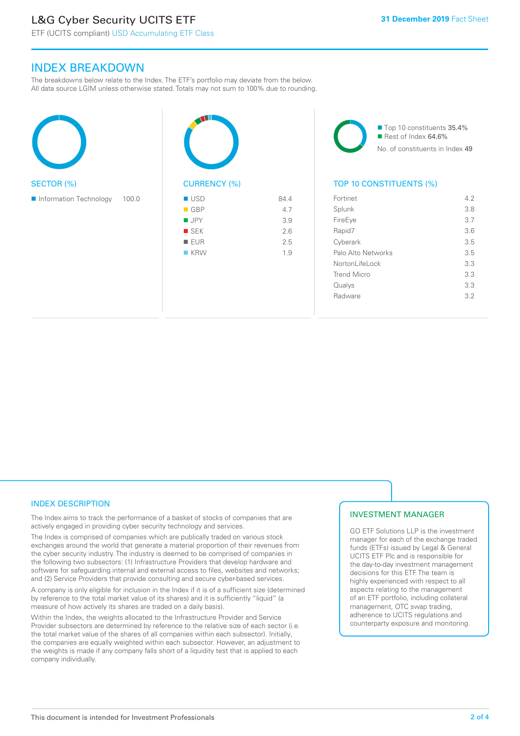## INDEX BREAKDOWN

The breakdowns below relate to the Index. The ETF's portfolio may deviate from the below. All data source LGIM unless otherwise stated. Totals may not sum to 100% due to rounding.

### SECTOR (%)

| Sector | % |
|---|---|
| Information Technology | 100.0 |

### CURRENCY (%)

| Currency | % |
|---|---|
| USD | 84.4 |
| GBP | 4.7 |
| JPY | 3.9 |
| SEK | 2.6 |
| EUR | 2.5 |
| KRW | 1.9 |

- Top 10 constituents 35.4%
- Rest of Index 64.6%

No. of constituents in Index 49

### TOP 10 CONSTITUENTS (%)

| Constituent | % |
|---|---|
| Fortinet | 4.2 |
| Splunk | 3.8 |
| FireEye | 3.7 |
| Rapid7 | 3.6 |
| Cyberark | 3.5 |
| Palo Alto Networks | 3.5 |
| NortonLifeLock | 3.3 |
| Trend Micro | 3.3 |
| Qualys | 3.3 |
| Radware | 3.2 |

### INDEX DESCRIPTION

The Index aims to track the performance of a basket of stocks of companies that are actively engaged in providing cyber security technology and services.

The Index is comprised of companies which are publically traded on various stock exchanges around the world that generate a material proportion of their revenues from the cyber security industry. The industry is deemed to be comprised of companies in the following two subsectors: (1) Infrastructure Providers that develop hardware and software for safeguarding internal and external access to files, websites and networks; and (2) Service Providers that provide consulting and secure cyber-based services.

A company is only eligible for inclusion in the Index if it is of a sufficient size (determined by reference to the total market value of its shares) and it is sufficiently "liquid" (a measure of how actively its shares are traded on a daily basis).

Within the Index, the weights allocated to the Infrastructure Provider and Service Provider subsectors are determined by reference to the relative size of each sector (i.e. the total market value of the shares of all companies within each subsector). Initially, the companies are equally weighted within each subsector. However, an adjustment to the weights is made if any company falls short of a liquidity test that is applied to each company individually.

### INVESTMENT MANAGER

GO ETF Solutions LLP is the investment manager for each of the exchange traded funds (ETFs) issued by Legal & General UCITS ETF Plc and is responsible for the day-to-day investment management decisions for this ETF. The team is highly experienced with respect to all aspects relating to the management of an ETF portfolio, including collateral management, OTC swap trading, adherence to UCITS regulations and counterparty exposure and monitoring.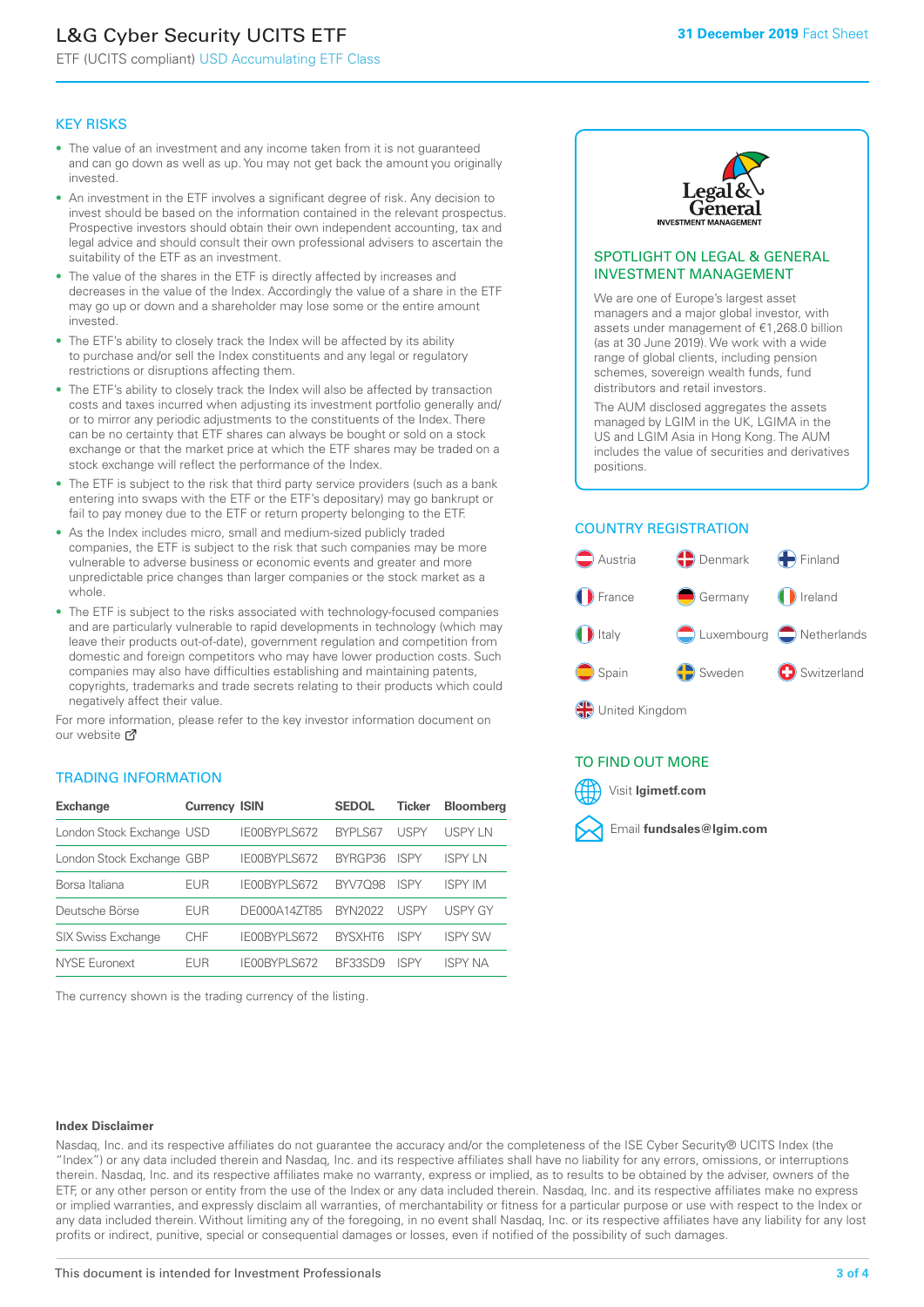# L&G Cyber Security UCITS ETF

ETF (UCITS compliant) USD Accumulating ETF Class

**31 December 2019** Fact Sheet

## KEY RISKS

- The value of an investment and any income taken from it is not guaranteed and can go down as well as up. You may not get back the amount you originally invested.
- An investment in the ETF involves a significant degree of risk. Any decision to invest should be based on the information contained in the relevant prospectus. Prospective investors should obtain their own independent accounting, tax and legal advice and should consult their own professional advisers to ascertain the suitability of the ETF as an investment.
- The value of the shares in the ETF is directly affected by increases and decreases in the value of the Index. Accordingly the value of a share in the ETF may go up or down and a shareholder may lose some or the entire amount invested.
- The ETF's ability to closely track the Index will be affected by its ability to purchase and/or sell the Index constituents and any legal or regulatory restrictions or disruptions affecting them.
- The ETF's ability to closely track the Index will also be affected by transaction costs and taxes incurred when adjusting its investment portfolio generally and/or to mirror any periodic adjustments to the constituents of the Index. There can be no certainty that ETF shares can always be bought or sold on a stock exchange or that the market price at which the ETF shares may be traded on a stock exchange will reflect the performance of the Index.
- The ETF is subject to the risk that third party service providers (such as a bank entering into swaps with the ETF or the ETF's depositary) may go bankrupt or fail to pay money due to the ETF or return property belonging to the ETF.
- As the Index includes micro, small and medium-sized publicly traded companies, the ETF is subject to the risk that such companies may be more vulnerable to adverse business or economic events and greater and more unpredictable price changes than larger companies or the stock market as a whole.
- The ETF is subject to the risks associated with technology-focused companies and are particularly vulnerable to rapid developments in technology (which may leave their products out-of-date), government regulation and competition from domestic and foreign competitors who may have lower production costs. Such companies may also have difficulties establishing and maintaining patents, copyrights, trademarks and trade secrets relating to their products which could negatively affect their value.

For more information, please refer to the key investor information document on our website

## TRADING INFORMATION

| Exchange | Currency | ISIN | SEDOL | Ticker | Bloomberg |
|---|---|---|---|---|---|
| London Stock Exchange | USD | IE00BYPLS672 | BYPLS67 | USPY | USPY LN |
| London Stock Exchange | GBP | IE00BYPLS672 | BYRGP36 | ISPY | ISPY LN |
| Borsa Italiana | EUR | IE00BYPLS672 | BYV7Q98 | ISPY | ISPY IM |
| Deutsche Börse | EUR | DE000A14ZT85 | BYN2022 | USPY | USPY GY |
| SIX Swiss Exchange | CHF | IE00BYPLS672 | BYSXHT6 | ISPY | ISPY SW |
| NYSE Euronext | EUR | IE00BYPLS672 | BF33SD9 | ISPY | ISPY NA |

The currency shown is the trading currency of the listing.

## SPOTLIGHT ON LEGAL & GENERAL INVESTMENT MANAGEMENT

We are one of Europe's largest asset managers and a major global investor, with assets under management of €1,268.0 billion (as at 30 June 2019). We work with a wide range of global clients, including pension schemes, sovereign wealth funds, fund distributors and retail investors.

The AUM disclosed aggregates the assets managed by LGIM in the UK, LGIMA in the US and LGIM Asia in Hong Kong. The AUM includes the value of securities and derivatives positions.

## COUNTRY REGISTRATION

Austria, Denmark, Finland, France, Germany, Ireland, Italy, Luxembourg, Netherlands, Spain, Sweden, Switzerland, United Kingdom

## TO FIND OUT MORE

Visit **lgimetf.com**

Email **fundsales@lgim.com**

**Index Disclaimer**

Nasdaq, Inc. and its respective affiliates do not guarantee the accuracy and/or the completeness of the ISE Cyber Security® UCITS Index (the "Index") or any data included therein and Nasdaq, Inc. and its respective affiliates shall have no liability for any errors, omissions, or interruptions therein. Nasdaq, Inc. and its respective affiliates make no warranty, express or implied, as to results to be obtained by the adviser, owners of the ETF, or any other person or entity from the use of the Index or any data included therein. Nasdaq, Inc. and its respective affiliates make no express or implied warranties, and expressly disclaim all warranties, of merchantability or fitness for a particular purpose or use with respect to the Index or any data included therein. Without limiting any of the foregoing, in no event shall Nasdaq, Inc. or its respective affiliates have any liability for any lost profits or indirect, punitive, special or consequential damages or losses, even if notified of the possibility of such damages.

This document is intended for Investment Professionals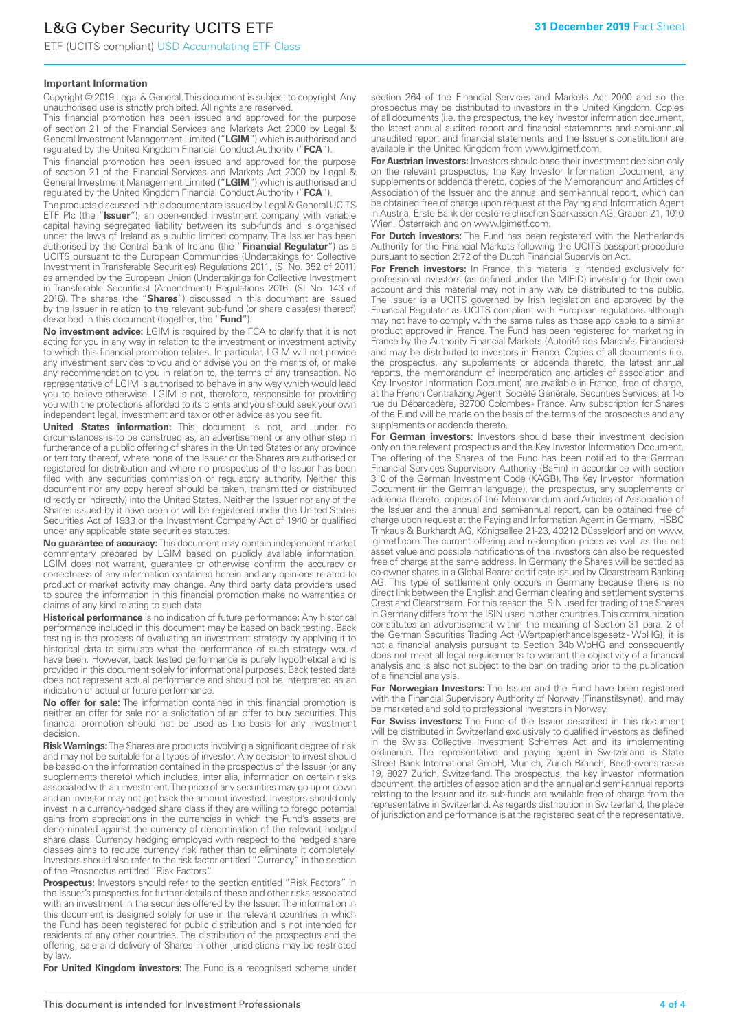## Important Information

Copyright © 2019 Legal & General. This document is subject to copyright. Any unauthorised use is strictly prohibited. All rights are reserved.

This financial promotion has been issued and approved for the purpose of section 21 of the Financial Services and Markets Act 2000 by Legal & General Investment Management Limited ("**LGIM**") which is authorised and regulated by the United Kingdom Financial Conduct Authority ("**FCA**").

This financial promotion has been issued and approved for the purpose of section 21 of the Financial Services and Markets Act 2000 by Legal & General Investment Management Limited ("**LGIM**") which is authorised and regulated by the United Kingdom Financial Conduct Authority ("**FCA**").

The products discussed in this document are issued by Legal & General UCITS ETF Plc (the "**Issuer**"), an open-ended investment company with variable capital having segregated liability between its sub-funds and is organised under the laws of Ireland as a public limited company. The Issuer has been authorised by the Central Bank of Ireland (the "**Financial Regulator**") as a UCITS pursuant to the European Communities (Undertakings for Collective Investment in Transferable Securities) Regulations 2011, (SI No. 352 of 2011) as amended by the European Union (Undertakings for Collective Investment in Transferable Securities) (Amendment) Regulations 2016, (SI No. 143 of 2016). The shares (the "**Shares**") discussed in this document are issued by the Issuer in relation to the relevant sub-fund (or share class(es) thereof) described in this document (together, the "**Fund**").

**No investment advice:** LGIM is required by the FCA to clarify that it is not acting for you in any way in relation to the investment or investment activity to which this financial promotion relates. In particular, LGIM will not provide any investment services to you and or advise you on the merits of, or make any recommendation to you in relation to, the terms of any transaction. No representative of LGIM is authorised to behave in any way which would lead you to believe otherwise. LGIM is not, therefore, responsible for providing you with the protections afforded to its clients and you should seek your own independent legal, investment and tax or other advice as you see fit.

**United States information:** This document is not, and under no circumstances is to be construed as, an advertisement or any other step in furtherance of a public offering of shares in the United States or any province or territory thereof, where none of the Issuer or the Shares are authorised or registered for distribution and where no prospectus of the Issuer has been filed with any securities commission or regulatory authority. Neither this document nor any copy hereof should be taken, transmitted or distributed (directly or indirectly) into the United States. Neither the Issuer nor any of the Shares issued by it have been or will be registered under the United States Securities Act of 1933 or the Investment Company Act of 1940 or qualified under any applicable state securities statutes.

**No guarantee of accuracy:** This document may contain independent market commentary prepared by LGIM based on publicly available information. LGIM does not warrant, guarantee or otherwise confirm the accuracy or correctness of any information contained herein and any opinions related to product or market activity may change. Any third party data providers used to source the information in this financial promotion make no warranties or claims of any kind relating to such data.

**Historical performance** is no indication of future performance: Any historical performance included in this document may be based on back testing. Back testing is the process of evaluating an investment strategy by applying it to historical data to simulate what the performance of such strategy would have been. However, back tested performance is purely hypothetical and is provided in this document solely for informational purposes. Back tested data does not represent actual performance and should not be interpreted as an indication of actual or future performance.

**No offer for sale:** The information contained in this financial promotion is neither an offer for sale nor a solicitation of an offer to buy securities. This financial promotion should not be used as the basis for any investment decision.

**Risk Warnings:** The Shares are products involving a significant degree of risk and may not be suitable for all types of investor. Any decision to invest should be based on the information contained in the prospectus of the Issuer (or any supplements thereto) which includes, inter alia, information on certain risks associated with an investment. The price of any securities may go up or down and an investor may not get back the amount invested. Investors should only invest in a currency-hedged share class if they are willing to forego potential gains from appreciations in the currencies in which the Fund's assets are denominated against the currency of denomination of the relevant hedged share class. Currency hedging employed with respect to the hedged share classes aims to reduce currency risk rather than to eliminate it completely. Investors should also refer to the risk factor entitled "Currency" in the section of the Prospectus entitled "Risk Factors".

**Prospectus:** Investors should refer to the section entitled "Risk Factors" in the Issuer's prospectus for further details of these and other risks associated with an investment in the securities offered by the Issuer. The information in this document is designed solely for use in the relevant countries in which the Fund has been registered for public distribution and is not intended for residents of any other countries. The distribution of the prospectus and the offering, sale and delivery of Shares in other jurisdictions may be restricted by law.

**For United Kingdom investors:** The Fund is a recognised scheme under section 264 of the Financial Services and Markets Act 2000 and so the prospectus may be distributed to investors in the United Kingdom. Copies of all documents (i.e. the prospectus, the key investor information document, the latest annual audited report and financial statements and semi-annual unaudited report and financial statements and the Issuer's constitution) are available in the United Kingdom from www.lgimetf.com.

**For Austrian investors:** Investors should base their investment decision only on the relevant prospectus, the Key Investor Information Document, any supplements or addenda thereto, copies of the Memorandum and Articles of Association of the Issuer and the annual and semi-annual report, which can be obtained free of charge upon request at the Paying and Information Agent in Austria, Erste Bank der oesterreichischen Sparkassen AG, Graben 21, 1010 Wien, Österreich and on www.lgimetf.com.

**For Dutch investors:** The Fund has been registered with the Netherlands Authority for the Financial Markets following the UCITS passport-procedure pursuant to section 2:72 of the Dutch Financial Supervision Act.

**For French investors:** In France, this material is intended exclusively for professional investors (as defined under the MIFID) investing for their own account and this material may not in any way be distributed to the public. The Issuer is a UCITS governed by Irish legislation and approved by the Financial Regulator as UCITS compliant with European regulations although may not have to comply with the same rules as those applicable to a similar product approved in France. The Fund has been registered for marketing in France by the Authority Financial Markets (Autorité des Marchés Financiers) and may be distributed to investors in France. Copies of all documents (i.e. the prospectus, any supplements or addenda thereto, the latest annual reports, the memorandum of incorporation and articles of association and Key Investor Information Document) are available in France, free of charge, at the French Centralizing Agent, Société Générale, Securities Services, at 1-5 rue du Débarcadère, 92700 Colombes - France. Any subscription for Shares of the Fund will be made on the basis of the terms of the prospectus and any supplements or addenda thereto.

**For German investors:** Investors should base their investment decision only on the relevant prospectus and the Key Investor Information Document. The offering of the Shares of the Fund has been notified to the German Financial Services Supervisory Authority (BaFin) in accordance with section 310 of the German Investment Code (KAGB). The Key Investor Information Document (in the German language), the prospectus, any supplements or addenda thereto, copies of the Memorandum and Articles of Association of the Issuer and the annual and semi-annual report, can be obtained free of charge upon request at the Paying and Information Agent in Germany, HSBC Trinkaus & Burkhardt AG, Königsallee 21-23, 40212 Düsseldorf and on www.lgimetf.com. The current offering and redemption prices as well as the net asset value and possible notifications of the investors can also be requested free of charge at the same address. In Germany the Shares will be settled as co-owner shares in a Global Bearer certificate issued by Clearstream Banking AG. This type of settlement only occurs in Germany because there is no direct link between the English and German clearing and settlement systems Crest and Clearstream. For this reason the ISIN used for trading of the Shares in Germany differs from the ISIN used in other countries. This communication constitutes an advertisement within the meaning of Section 31 para. 2 of the German Securities Trading Act (Wertpapierhandelsgesetz - WpHG); it is not a financial analysis pursuant to Section 34b WpHG and consequently does not meet all legal requirements to warrant the objectivity of a financial analysis and is also not subject to the ban on trading prior to the publication of a financial analysis.

**For Norwegian Investors:** The Issuer and the Fund have been registered with the Financial Supervisory Authority of Norway (Finanstilsynet), and may be marketed and sold to professional investors in Norway.

**For Swiss investors:** The Fund of the Issuer described in this document will be distributed in Switzerland exclusively to qualified investors as defined in the Swiss Collective Investment Schemes Act and its implementing ordinance. The representative and paying agent in Switzerland is State Street Bank International GmbH, Munich, Zurich Branch, Beethovenstrasse 19, 8027 Zurich, Switzerland. The prospectus, the key investor information document, the articles of association and the annual and semi-annual reports relating to the Issuer and its sub-funds are available free of charge from the representative in Switzerland. As regards distribution in Switzerland, the place of jurisdiction and performance is at the registered seat of the representative.